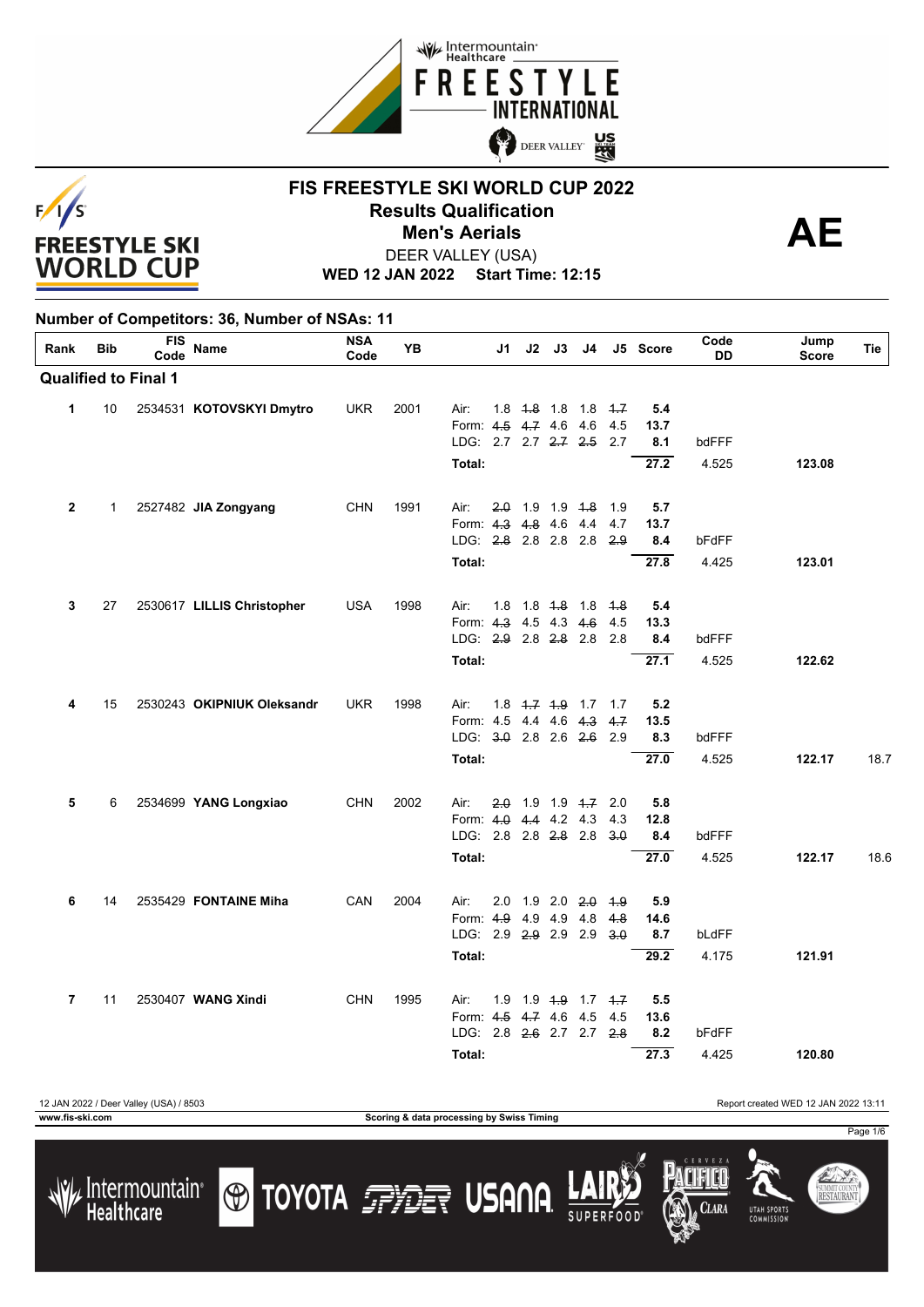# FIS FREESTYLE SKI WORLD CUP 2022

## Results Qualification

## Men's Aerials

DEER VALLEY (USA)

**WED 12 JAN 2022 Start Time: 12:15**

**AE**

### Number of Competitors: 36, Number of NSAs: 11

| Rank | Bib | FIS Code | Name | NSA Code | YB | | J1 | J2 | J3 | J4 | J5 | Score | Code DD | Jump Score | Tie |
|---|---|---|---|---|---|---|---|---|---|---|---|---|---|---|---|
| **Qualified to Final 1** | | | | | | | | | | | | | | | |
| **1** | 10 | 2534531 | **KOTOVSKYI Dmytro** | UKR | 2001 | Air: | 1.8 | ~~1.8~~ | 1.8 | 1.8 | ~~1.7~~ | **5.4** | | | |
| | | | | | | Form: | ~~4.5~~ | ~~4.7~~ | 4.6 | 4.6 | 4.5 | **13.7** | | | |
| | | | | | | LDG: | 2.7 | 2.7 | ~~2.7~~ | ~~2.5~~ | 2.7 | **8.1** | bdFFF | | |
| | | | | | | **Total:** | | | | | | **27.2** | 4.525 | **123.08** | |
| **2** | 1 | 2527482 | **JIA Zongyang** | CHN | 1991 | Air: | ~~2.0~~ | 1.9 | 1.9 | ~~1.8~~ | 1.9 | **5.7** | | | |
| | | | | | | Form: | ~~4.3~~ | ~~4.8~~ | 4.6 | 4.4 | 4.7 | **13.7** | | | |
| | | | | | | LDG: | ~~2.8~~ | 2.8 | 2.8 | 2.8 | ~~2.9~~ | **8.4** | bFdFF | | |
| | | | | | | **Total:** | | | | | | **27.8** | 4.425 | **123.01** | |
| **3** | 27 | 2530617 | **LILLIS Christopher** | USA | 1998 | Air: | 1.8 | 1.8 | ~~1.8~~ | 1.8 | ~~1.8~~ | **5.4** | | | |
| | | | | | | Form: | ~~4.3~~ | 4.5 | 4.3 | ~~4.6~~ | 4.5 | **13.3** | | | |
| | | | | | | LDG: | ~~2.9~~ | 2.8 | ~~2.8~~ | 2.8 | 2.8 | **8.4** | bdFFF | | |
| | | | | | | **Total:** | | | | | | **27.1** | 4.525 | **122.62** | |
| **4** | 15 | 2530243 | **OKIPNIUK Oleksandr** | UKR | 1998 | Air: | 1.8 | ~~1.7~~ | ~~1.9~~ | 1.7 | 1.7 | **5.2** | | | |
| | | | | | | Form: | 4.5 | 4.4 | 4.6 | ~~4.3~~ | ~~4.7~~ | **13.5** | | | |
| | | | | | | LDG: | ~~3.0~~ | 2.8 | 2.6 | ~~2.6~~ | 2.9 | **8.3** | bdFFF | | |
| | | | | | | **Total:** | | | | | | **27.0** | 4.525 | **122.17** | 18.7 |
| **5** | 6 | 2534699 | **YANG Longxiao** | CHN | 2002 | Air: | ~~2.0~~ | 1.9 | 1.9 | ~~1.7~~ | 2.0 | **5.8** | | | |
| | | | | | | Form: | ~~4.0~~ | ~~4.4~~ | 4.2 | 4.3 | 4.3 | **12.8** | | | |
| | | | | | | LDG: | 2.8 | 2.8 | ~~2.8~~ | 2.8 | ~~3.0~~ | **8.4** | bdFFF | | |
| | | | | | | **Total:** | | | | | | **27.0** | 4.525 | **122.17** | 18.6 |
| **6** | 14 | 2535429 | **FONTAINE Miha** | CAN | 2004 | Air: | 2.0 | 1.9 | 2.0 | ~~2.0~~ | ~~1.9~~ | **5.9** | | | |
| | | | | | | Form: | ~~4.9~~ | 4.9 | 4.9 | 4.8 | ~~4.8~~ | **14.6** | | | |
| | | | | | | LDG: | 2.9 | ~~2.9~~ | 2.9 | 2.9 | ~~3.0~~ | **8.7** | bLdFF | | |
| | | | | | | **Total:** | | | | | | **29.2** | 4.175 | **121.91** | |
| **7** | 11 | 2530407 | **WANG Xindi** | CHN | 1995 | Air: | 1.9 | 1.9 | ~~1.9~~ | 1.7 | ~~1.7~~ | **5.5** | | | |
| | | | | | | Form: | ~~4.5~~ | ~~4.7~~ | 4.6 | 4.5 | 4.5 | **13.6** | | | |
| | | | | | | LDG: | 2.8 | ~~2.6~~ | 2.7 | 2.7 | ~~2.8~~ | **8.2** | bFdFF | | |
| | | | | | | **Total:** | | | | | | **27.3** | 4.425 | **120.80** | |

12 JAN 2022 / Deer Valley (USA) / 8503 — Report created WED 12 JAN 2022 13:11

www.fis-ski.com — Scoring & data processing by Swiss Timing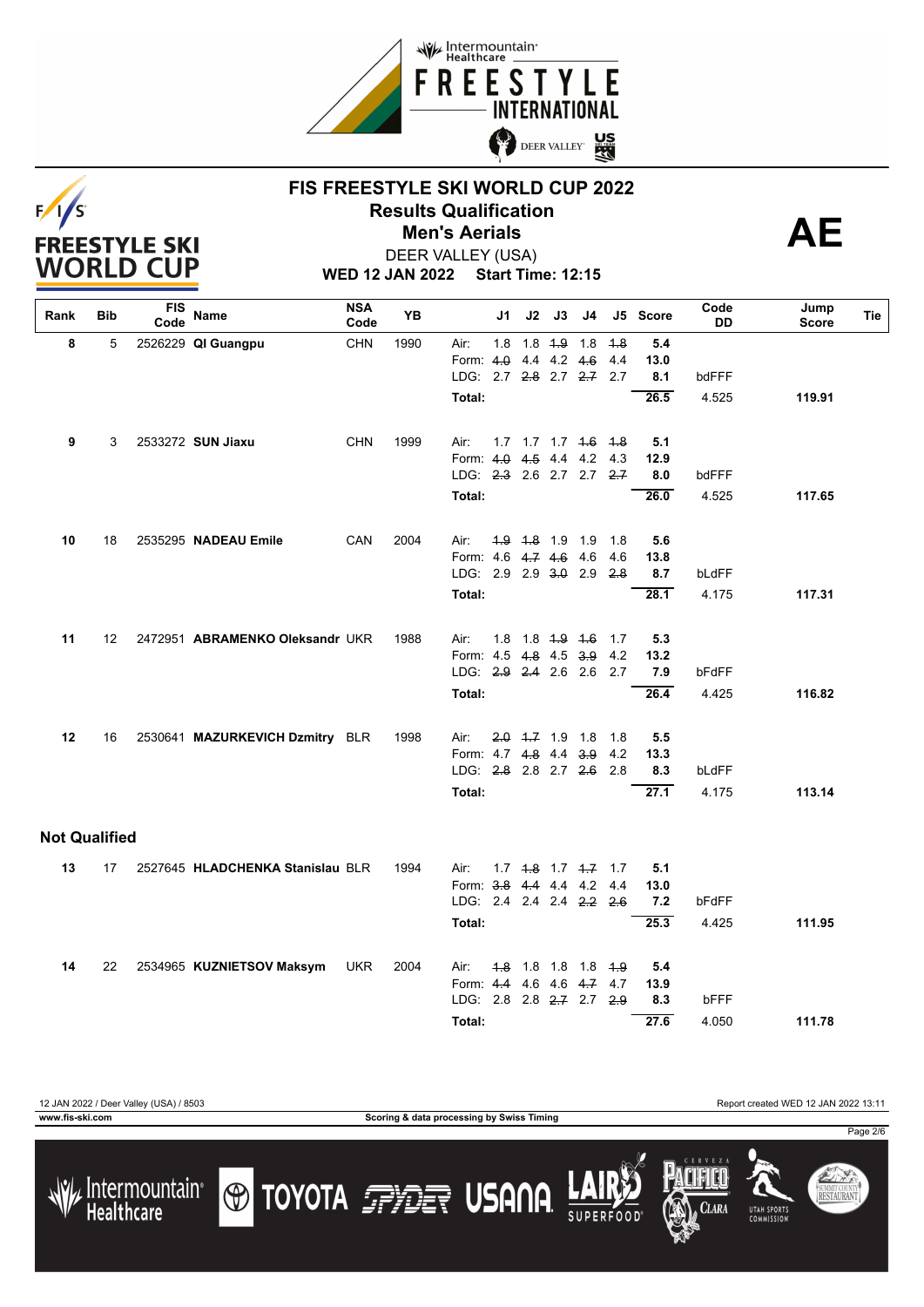# FIS FREESTYLE SKI WORLD CUP 2022

## Results Qualification

## Men's Aerials

**AE**

DEER VALLEY (USA)

**WED 12 JAN 2022    Start Time: 12:15**

| Rank | Bib | FIS Code | Name | NSA Code | YB | | J1 | J2 | J3 | J4 | J5 | Score | Code DD | Jump Score | Tie |
|---|---|---|---|---|---|---|---|---|---|---|---|---|---|---|---|
| 8 | 5 | 2526229 | **QI Guangpu** | CHN | 1990 | Air: | 1.8 | 1.8 | ~~1.9~~ | 1.8 | ~~1.8~~ | **5.4** | | | |
| | | | | | | Form: | ~~4.0~~ | 4.4 | 4.2 | ~~4.6~~ | 4.4 | **13.0** | | | |
| | | | | | | LDG: | 2.7 | ~~2.8~~ | 2.7 | ~~2.7~~ | 2.7 | **8.1** | bdFFF | | |
| | | | | | | **Total:** | | | | | | **26.5** | 4.525 | **119.91** | |
| 9 | 3 | 2533272 | **SUN Jiaxu** | CHN | 1999 | Air: | 1.7 | 1.7 | 1.7 | ~~1.6~~ | ~~1.8~~ | **5.1** | | | |
| | | | | | | Form: | ~~4.0~~ | ~~4.5~~ | 4.4 | 4.2 | 4.3 | **12.9** | | | |
| | | | | | | LDG: | ~~2.3~~ | 2.6 | 2.7 | 2.7 | ~~2.7~~ | **8.0** | bdFFF | | |
| | | | | | | **Total:** | | | | | | **26.0** | 4.525 | **117.65** | |
| 10 | 18 | 2535295 | **NADEAU Emile** | CAN | 2004 | Air: | ~~1.9~~ | ~~1.8~~ | 1.9 | 1.9 | 1.8 | **5.6** | | | |
| | | | | | | Form: | 4.6 | ~~4.7~~ | ~~4.6~~ | 4.6 | 4.6 | **13.8** | | | |
| | | | | | | LDG: | 2.9 | 2.9 | ~~3.0~~ | 2.9 | ~~2.8~~ | **8.7** | bLdFF | | |
| | | | | | | **Total:** | | | | | | **28.1** | 4.175 | **117.31** | |
| 11 | 12 | 2472951 | **ABRAMENKO Oleksandr** | UKR | 1988 | Air: | 1.8 | 1.8 | ~~1.9~~ | ~~1.6~~ | 1.7 | **5.3** | | | |
| | | | | | | Form: | 4.5 | ~~4.8~~ | 4.5 | ~~3.9~~ | 4.2 | **13.2** | | | |
| | | | | | | LDG: | ~~2.9~~ | ~~2.4~~ | 2.6 | 2.6 | 2.7 | **7.9** | bFdFF | | |
| | | | | | | **Total:** | | | | | | **26.4** | 4.425 | **116.82** | |
| 12 | 16 | 2530641 | **MAZURKEVICH Dzmitry** | BLR | 1998 | Air: | ~~2.0~~ | ~~1.7~~ | 1.9 | 1.8 | 1.8 | **5.5** | | | |
| | | | | | | Form: | 4.7 | ~~4.8~~ | 4.4 | ~~3.9~~ | 4.2 | **13.3** | | | |
| | | | | | | LDG: | ~~2.8~~ | 2.8 | 2.7 | ~~2.6~~ | 2.8 | **8.3** | bLdFF | | |
| | | | | | | **Total:** | | | | | | **27.1** | 4.175 | **113.14** | |

### Not Qualified

| Rank | Bib | FIS Code | Name | NSA Code | YB | | J1 | J2 | J3 | J4 | J5 | Score | Code DD | Jump Score | Tie |
|---|---|---|---|---|---|---|---|---|---|---|---|---|---|---|---|
| 13 | 17 | 2527645 | **HLADCHENKA Stanislau** | BLR | 1994 | Air: | 1.7 | ~~1.8~~ | 1.7 | ~~1.7~~ | 1.7 | **5.1** | | | |
| | | | | | | Form: | ~~3.8~~ | ~~4.4~~ | 4.4 | 4.2 | 4.4 | **13.0** | | | |
| | | | | | | LDG: | 2.4 | 2.4 | 2.4 | ~~2.2~~ | ~~2.6~~ | **7.2** | bFdFF | | |
| | | | | | | **Total:** | | | | | | **25.3** | 4.425 | **111.95** | |
| 14 | 22 | 2534965 | **KUZNIETSOV Maksym** | UKR | 2004 | Air: | ~~1.8~~ | 1.8 | 1.8 | 1.8 | ~~1.9~~ | **5.4** | | | |
| | | | | | | Form: | ~~4.4~~ | 4.6 | 4.6 | ~~4.7~~ | 4.7 | **13.9** | | | |
| | | | | | | LDG: | 2.8 | 2.8 | ~~2.7~~ | 2.7 | ~~2.9~~ | **8.3** | bFFF | | |
| | | | | | | **Total:** | | | | | | **27.6** | 4.050 | **111.78** | |

12 JAN 2022 / Deer Valley (USA) / 8503 — Report created WED 12 JAN 2022 13:11

www.fis-ski.com — Scoring & data processing by Swiss Timing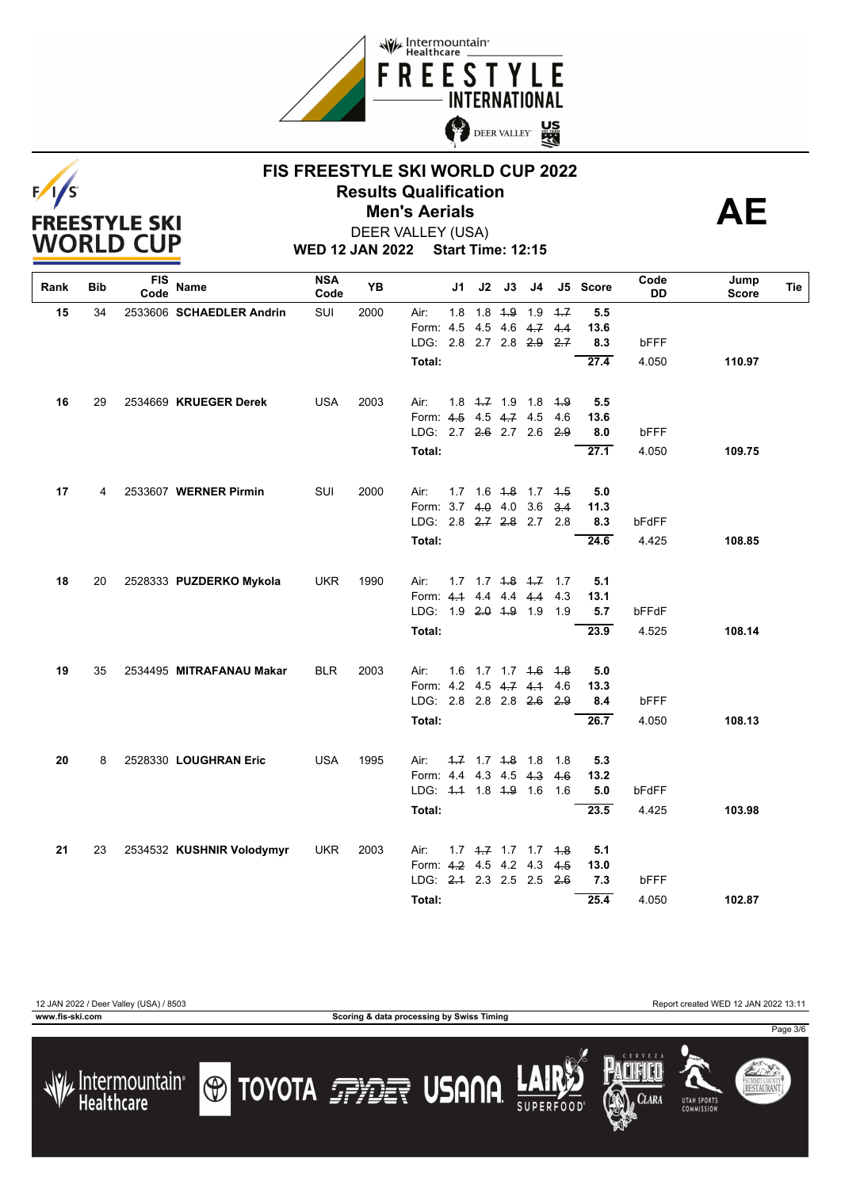# FIS FREESTYLE SKI WORLD CUP 2022

## Results Qualification

## Men's Aerials

DEER VALLEY (USA)

**WED 12 JAN 2022 Start Time: 12:15**

**AE**

| Rank | Bib | FIS Code | Name | NSA Code | YB | | J1 | J2 | J3 | J4 | J5 | Score | Code DD | Jump Score | Tie |
|---|---|---|---|---|---|---|---|---|---|---|---|---|---|---|---|
| 15 | 34 | 2533606 | **SCHAEDLER Andrin** | SUI | 2000 | Air: | 1.8 | 1.8 | ~~1.9~~ | 1.9 | ~~1.7~~ | 5.5 | | | |
| | | | | | | Form: | 4.5 | 4.5 | 4.6 | ~~4.7~~ | ~~4.4~~ | 13.6 | | | |
| | | | | | | LDG: | 2.8 | 2.7 | 2.8 | ~~2.9~~ | ~~2.7~~ | 8.3 | bFFF | | |
| | | | | | | **Total:** | | | | | | **27.4** | 4.050 | **110.97** | |
| 16 | 29 | 2534669 | **KRUEGER Derek** | USA | 2003 | Air: | 1.8 | ~~1.7~~ | 1.9 | 1.8 | ~~1.9~~ | 5.5 | | | |
| | | | | | | Form: | ~~4.5~~ | 4.5 | ~~4.7~~ | 4.5 | 4.6 | 13.6 | | | |
| | | | | | | LDG: | 2.7 | ~~2.6~~ | 2.7 | 2.6 | ~~2.9~~ | 8.0 | bFFF | | |
| | | | | | | **Total:** | | | | | | **27.1** | 4.050 | **109.75** | |
| 17 | 4 | 2533607 | **WERNER Pirmin** | SUI | 2000 | Air: | 1.7 | 1.6 | ~~1.8~~ | 1.7 | ~~1.5~~ | 5.0 | | | |
| | | | | | | Form: | 3.7 | ~~4.0~~ | 4.0 | 3.6 | ~~3.4~~ | 11.3 | | | |
| | | | | | | LDG: | 2.8 | ~~2.7~~ | ~~2.8~~ | 2.7 | 2.8 | 8.3 | bFdFF | | |
| | | | | | | **Total:** | | | | | | **24.6** | 4.425 | **108.85** | |
| 18 | 20 | 2528333 | **PUZDERKO Mykola** | UKR | 1990 | Air: | 1.7 | 1.7 | ~~1.8~~ | ~~1.7~~ | 1.7 | 5.1 | | | |
| | | | | | | Form: | ~~4.1~~ | 4.4 | 4.4 | ~~4.4~~ | 4.3 | 13.1 | | | |
| | | | | | | LDG: | 1.9 | ~~2.0~~ | ~~1.9~~ | 1.9 | 1.9 | 5.7 | bFFdF | | |
| | | | | | | **Total:** | | | | | | **23.9** | 4.525 | **108.14** | |
| 19 | 35 | 2534495 | **MITRAFANAU Makar** | BLR | 2003 | Air: | 1.6 | 1.7 | 1.7 | ~~1.6~~ | ~~1.8~~ | 5.0 | | | |
| | | | | | | Form: | 4.2 | 4.5 | ~~4.7~~ | ~~4.1~~ | 4.6 | 13.3 | | | |
| | | | | | | LDG: | 2.8 | 2.8 | 2.8 | ~~2.6~~ | ~~2.9~~ | 8.4 | bFFF | | |
| | | | | | | **Total:** | | | | | | **26.7** | 4.050 | **108.13** | |
| 20 | 8 | 2528330 | **LOUGHRAN Eric** | USA | 1995 | Air: | ~~1.7~~ | 1.7 | ~~1.8~~ | 1.8 | 1.8 | 5.3 | | | |
| | | | | | | Form: | 4.4 | 4.3 | 4.5 | ~~4.3~~ | ~~4.6~~ | 13.2 | | | |
| | | | | | | LDG: | ~~1.1~~ | 1.8 | ~~1.9~~ | 1.6 | 1.6 | 5.0 | bFdFF | | |
| | | | | | | **Total:** | | | | | | **23.5** | 4.425 | **103.98** | |
| 21 | 23 | 2534532 | **KUSHNIR Volodymyr** | UKR | 2003 | Air: | 1.7 | ~~1.7~~ | 1.7 | 1.7 | ~~1.8~~ | 5.1 | | | |
| | | | | | | Form: | ~~4.2~~ | 4.5 | 4.2 | 4.3 | ~~4.5~~ | 13.0 | | | |
| | | | | | | LDG: | ~~2.1~~ | 2.3 | 2.5 | 2.5 | ~~2.6~~ | 7.3 | bFFF | | |
| | | | | | | **Total:** | | | | | | **25.4** | 4.050 | **102.87** | |

12 JAN 2022 / Deer Valley (USA) / 8503 — Report created WED 12 JAN 2022 13:11

www.fis-ski.com — Scoring & data processing by Swiss Timing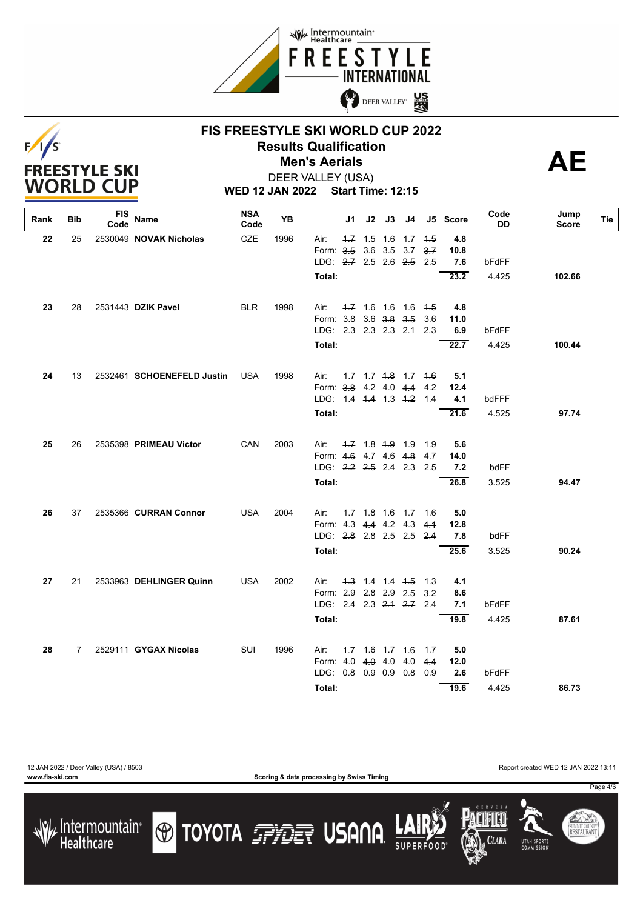# FIS FREESTYLE SKI WORLD CUP 2022

## Results Qualification

## Men's Aerials

DEER VALLEY (USA)

**WED 12 JAN 2022 Start Time: 12:15**

**AE**

| Rank | Bib | FIS Code | Name | NSA Code | YB | | J1 | J2 | J3 | J4 | J5 | Score | Code DD | Jump Score | Tie |
|---|---|---|---|---|---|---|---|---|---|---|---|---|---|---|---|
| 22 | 25 | 2530049 | **NOVAK Nicholas** | CZE | 1996 | Air: | ~~1.7~~ | 1.5 | 1.6 | 1.7 | ~~1.5~~ | 4.8 | | | |
| | | | | | | Form: | ~~3.5~~ | 3.6 | 3.5 | 3.7 | ~~3.7~~ | 10.8 | | | |
| | | | | | | LDG: | ~~2.7~~ | 2.5 | 2.6 | ~~2.5~~ | 2.5 | 7.6 | bFdFF | | |
| | | | | | | **Total:** | | | | | | 23.2 | 4.425 | **102.66** | |
| 23 | 28 | 2531443 | **DZIK Pavel** | BLR | 1998 | Air: | ~~1.7~~ | 1.6 | 1.6 | 1.6 | ~~1.5~~ | 4.8 | | | |
| | | | | | | Form: | 3.8 | 3.6 | ~~3.8~~ | ~~3.5~~ | 3.6 | 11.0 | | | |
| | | | | | | LDG: | 2.3 | 2.3 | 2.3 | ~~2.1~~ | ~~2.3~~ | 6.9 | bFdFF | | |
| | | | | | | **Total:** | | | | | | 22.7 | 4.425 | **100.44** | |
| 24 | 13 | 2532461 | **SCHOENEFELD Justin** | USA | 1998 | Air: | 1.7 | 1.7 | ~~1.8~~ | 1.7 | ~~1.6~~ | 5.1 | | | |
| | | | | | | Form: | ~~3.8~~ | 4.2 | 4.0 | ~~4.4~~ | 4.2 | 12.4 | | | |
| | | | | | | LDG: | 1.4 | ~~1.4~~ | 1.3 | ~~1.2~~ | 1.4 | 4.1 | bdFFF | | |
| | | | | | | **Total:** | | | | | | 21.6 | 4.525 | **97.74** | |
| 25 | 26 | 2535398 | **PRIMEAU Victor** | CAN | 2003 | Air: | ~~1.7~~ | 1.8 | ~~1.9~~ | 1.9 | 1.9 | 5.6 | | | |
| | | | | | | Form: | ~~4.6~~ | 4.7 | 4.6 | ~~4.8~~ | 4.7 | 14.0 | | | |
| | | | | | | LDG: | ~~2.2~~ | ~~2.5~~ | 2.4 | 2.3 | 2.5 | 7.2 | bdFF | | |
| | | | | | | **Total:** | | | | | | 26.8 | 3.525 | **94.47** | |
| 26 | 37 | 2535366 | **CURRAN Connor** | USA | 2004 | Air: | 1.7 | ~~1.8~~ | ~~1.6~~ | 1.7 | 1.6 | 5.0 | | | |
| | | | | | | Form: | 4.3 | ~~4.4~~ | 4.2 | 4.3 | ~~4.1~~ | 12.8 | | | |
| | | | | | | LDG: | ~~2.8~~ | 2.8 | 2.5 | 2.5 | ~~2.4~~ | 7.8 | bdFF | | |
| | | | | | | **Total:** | | | | | | 25.6 | 3.525 | **90.24** | |
| 27 | 21 | 2533963 | **DEHLINGER Quinn** | USA | 2002 | Air: | ~~1.3~~ | 1.4 | 1.4 | ~~1.5~~ | 1.3 | 4.1 | | | |
| | | | | | | Form: | 2.9 | 2.8 | 2.9 | ~~2.5~~ | ~~3.2~~ | 8.6 | | | |
| | | | | | | LDG: | 2.4 | 2.3 | ~~2.1~~ | ~~2.7~~ | 2.4 | 7.1 | bFdFF | | |
| | | | | | | **Total:** | | | | | | 19.8 | 4.425 | **87.61** | |
| 28 | 7 | 2529111 | **GYGAX Nicolas** | SUI | 1996 | Air: | ~~1.7~~ | 1.6 | 1.7 | ~~1.6~~ | 1.7 | 5.0 | | | |
| | | | | | | Form: | 4.0 | ~~4.0~~ | 4.0 | 4.0 | ~~4.4~~ | 12.0 | | | |
| | | | | | | LDG: | ~~0.8~~ | 0.9 | ~~0.9~~ | 0.8 | 0.9 | 2.6 | bFdFF | | |
| | | | | | | **Total:** | | | | | | 19.6 | 4.425 | **86.73** | |

12 JAN 2022 / Deer Valley (USA) / 8503 — Report created WED 12 JAN 2022 13:11

www.fis-ski.com — Scoring & data processing by Swiss Timing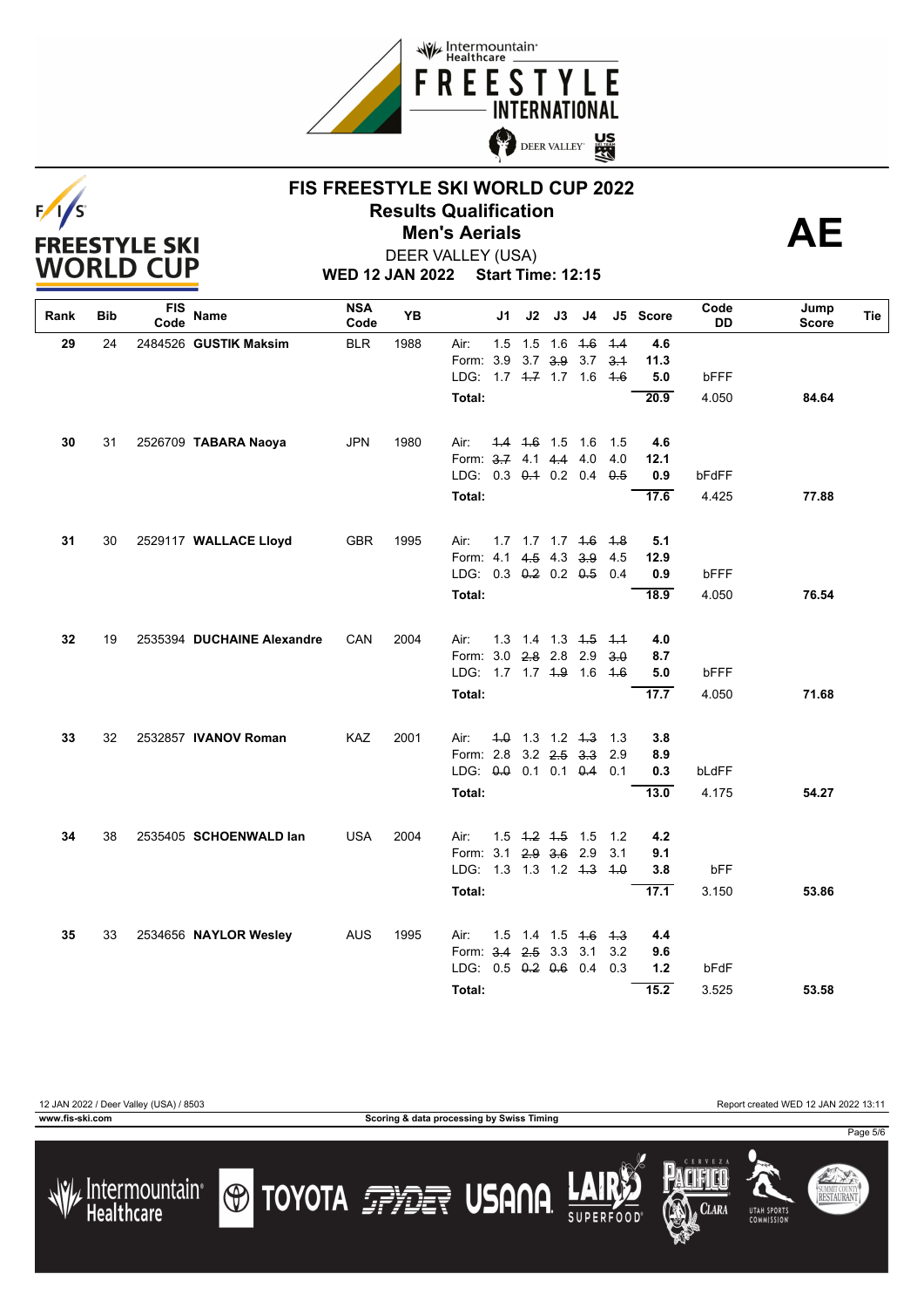# FIS FREESTYLE SKI WORLD CUP 2022

## Results Qualification

## Men's Aerials

DEER VALLEY (USA)

**WED 12 JAN 2022 Start Time: 12:15**

**AE**

| Rank | Bib | FIS Code | Name | NSA Code | YB | | J1 | J2 | J3 | J4 | J5 | Score | Code DD | Jump Score | Tie |
|---|---|---|---|---|---|---|---|---|---|---|---|---|---|---|---|
| 29 | 24 | 2484526 | **GUSTIK Maksim** | BLR | 1988 | Air: | 1.5 | 1.5 | 1.6 | ~~1.6~~ | ~~1.4~~ | 4.6 | | | |
| | | | | | | Form: | 3.9 | 3.7 | ~~3.9~~ | 3.7 | ~~3.1~~ | 11.3 | | | |
| | | | | | | LDG: | 1.7 | ~~1.7~~ | 1.7 | 1.6 | ~~1.6~~ | 5.0 | bFFF | | |
| | | | | | | Total: | | | | | | 20.9 | 4.050 | 84.64 | |
| 30 | 31 | 2526709 | **TABARA Naoya** | JPN | 1980 | Air: | ~~1.4~~ | ~~1.6~~ | 1.5 | 1.6 | 1.5 | 4.6 | | | |
| | | | | | | Form: | ~~3.7~~ | 4.1 | ~~4.4~~ | 4.0 | 4.0 | 12.1 | | | |
| | | | | | | LDG: | 0.3 | ~~0.1~~ | 0.2 | 0.4 | ~~0.5~~ | 0.9 | bFdFF | | |
| | | | | | | Total: | | | | | | 17.6 | 4.425 | 77.88 | |
| 31 | 30 | 2529117 | **WALLACE Lloyd** | GBR | 1995 | Air: | 1.7 | 1.7 | 1.7 | ~~1.6~~ | ~~1.8~~ | 5.1 | | | |
| | | | | | | Form: | 4.1 | ~~4.5~~ | 4.3 | ~~3.9~~ | 4.5 | 12.9 | | | |
| | | | | | | LDG: | 0.3 | ~~0.2~~ | 0.2 | ~~0.5~~ | 0.4 | 0.9 | bFFF | | |
| | | | | | | Total: | | | | | | 18.9 | 4.050 | 76.54 | |
| 32 | 19 | 2535394 | **DUCHAINE Alexandre** | CAN | 2004 | Air: | 1.3 | 1.4 | 1.3 | ~~1.5~~ | ~~1.1~~ | 4.0 | | | |
| | | | | | | Form: | 3.0 | ~~2.8~~ | 2.8 | 2.9 | ~~3.0~~ | 8.7 | | | |
| | | | | | | LDG: | 1.7 | 1.7 | ~~1.9~~ | 1.6 | ~~1.6~~ | 5.0 | bFFF | | |
| | | | | | | Total: | | | | | | 17.7 | 4.050 | 71.68 | |
| 33 | 32 | 2532857 | **IVANOV Roman** | KAZ | 2001 | Air: | ~~1.0~~ | 1.3 | 1.2 | ~~1.3~~ | 1.3 | 3.8 | | | |
| | | | | | | Form: | 2.8 | 3.2 | ~~2.5~~ | ~~3.3~~ | 2.9 | 8.9 | | | |
| | | | | | | LDG: | ~~0.0~~ | 0.1 | 0.1 | ~~0.4~~ | 0.1 | 0.3 | bLdFF | | |
| | | | | | | Total: | | | | | | 13.0 | 4.175 | 54.27 | |
| 34 | 38 | 2535405 | **SCHOENWALD Ian** | USA | 2004 | Air: | 1.5 | ~~1.2~~ | ~~1.5~~ | 1.5 | 1.2 | 4.2 | | | |
| | | | | | | Form: | 3.1 | ~~2.9~~ | ~~3.6~~ | 2.9 | 3.1 | 9.1 | | | |
| | | | | | | LDG: | 1.3 | 1.3 | 1.2 | ~~1.3~~ | ~~1.0~~ | 3.8 | bFF | | |
| | | | | | | Total: | | | | | | 17.1 | 3.150 | 53.86 | |
| 35 | 33 | 2534656 | **NAYLOR Wesley** | AUS | 1995 | Air: | 1.5 | 1.4 | 1.5 | ~~1.6~~ | ~~1.3~~ | 4.4 | | | |
| | | | | | | Form: | ~~3.4~~ | ~~2.5~~ | 3.3 | 3.1 | 3.2 | 9.6 | | | |
| | | | | | | LDG: | 0.5 | ~~0.2~~ | ~~0.6~~ | 0.4 | 0.3 | 1.2 | bFdF | | |
| | | | | | | Total: | | | | | | 15.2 | 3.525 | 53.58 | |

12 JAN 2022 / Deer Valley (USA) / 8503 Report created WED 12 JAN 2022 13:11

www.fis-ski.com Scoring & data processing by Swiss Timing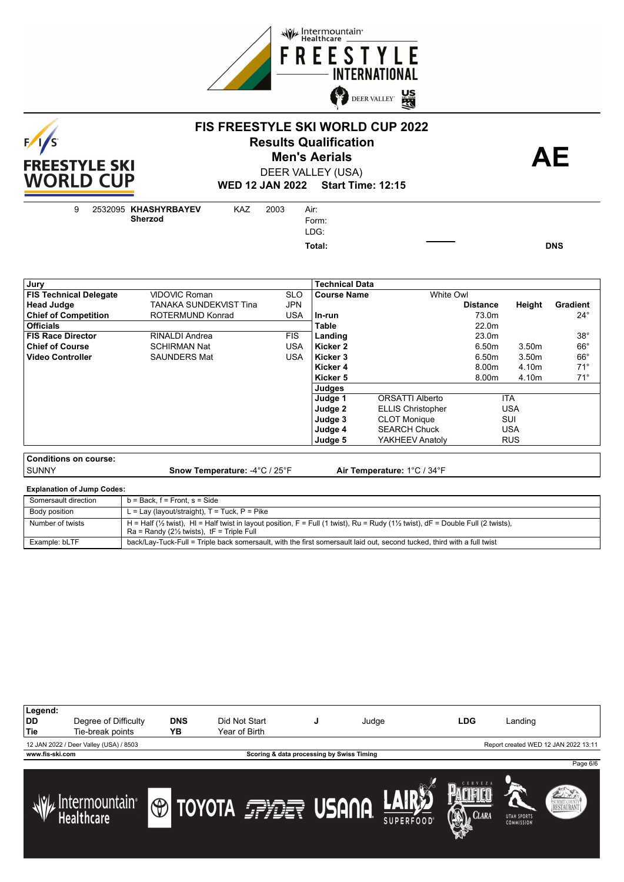# FIS FREESTYLE SKI WORLD CUP 2022

## Results Qualification

## Men's Aerials

DEER VALLEY (USA)

**WED 12 JAN 2022 Start Time: 12:15**

**AE**

| | | | | | | | |
|---|---|---|---|---|---|---|---|
| 9 | 2532095 | **KHASHYRBAYEV Sherzod** | KAZ | 2003 | Air:<br>Form:<br>LDG: | | |
| | | | | | **Total:** | | **DNS** |

| Jury | | |
|---|---|---|
| **FIS Technical Delegate** | VIDOVIC Roman | SLO |
| **Head Judge** | TANAKA SUNDEKVIST Tina | JPN |
| **Chief of Competition** | ROTERMUND Konrad | USA |
| **Officials** | | |
| **FIS Race Director** | RINALDI Andrea | FIS |
| **Chief of Course** | SCHIRMAN Nat | USA |
| **Video Controller** | SAUNDERS Mat | USA |

| Technical Data | | | |
|---|---|---|---|
| **Course Name** | White Owl | | |
| | **Distance** | **Height** | **Gradient** |
| **In-run** | 73.0m | | 24° |
| **Table** | 22.0m | | |
| **Landing** | 23.0m | | 38° |
| **Kicker 2** | 6.50m | 3.50m | 66° |
| **Kicker 3** | 6.50m | 3.50m | 66° |
| **Kicker 4** | 8.00m | 4.10m | 71° |
| **Kicker 5** | 8.00m | 4.10m | 71° |

| Judges | | |
|---|---|---|
| **Judge 1** | ORSATTI Alberto | ITA |
| **Judge 2** | ELLIS Christopher | USA |
| **Judge 3** | CLOT Monique | SUI |
| **Judge 4** | SEARCH Chuck | USA |
| **Judge 5** | YAKHEEV Anatoly | RUS |

**Conditions on course:**

SUNNY **Snow Temperature:** -4°C / 25°F **Air Temperature:** 1°C / 34°F

**Explanation of Jump Codes:**

| | |
|---|---|
| Somersault direction | b = Back, f = Front, s = Side |
| Body position | L = Lay (layout/straight), T = Tuck, P = Pike |
| Number of twists | H = Half (½ twist), Hl = Half twist in layout position, F = Full (1 twist), Ru = Rudy (1½ twist), dF = Double Full (2 twists), Ra = Randy (2½ twists), tF = Triple Full |
| Example: bLTF | back/Lay-Tuck-Full = Triple back somersault, with the first somersault laid out, second tucked, third with a full twist |

| Legend: | | | | | | | |
|---|---|---|---|---|---|---|---|
| **DD** | Degree of Difficulty | **DNS** | Did Not Start | **J** | Judge | **LDG** | Landing |
| **Tie** | Tie-break points | **YB** | Year of Birth | | | | |

12 JAN 2022 / Deer Valley (USA) / 8503

Report created WED 12 JAN 2022 13:11

www.fis-ski.com

Scoring & data processing by Swiss Timing